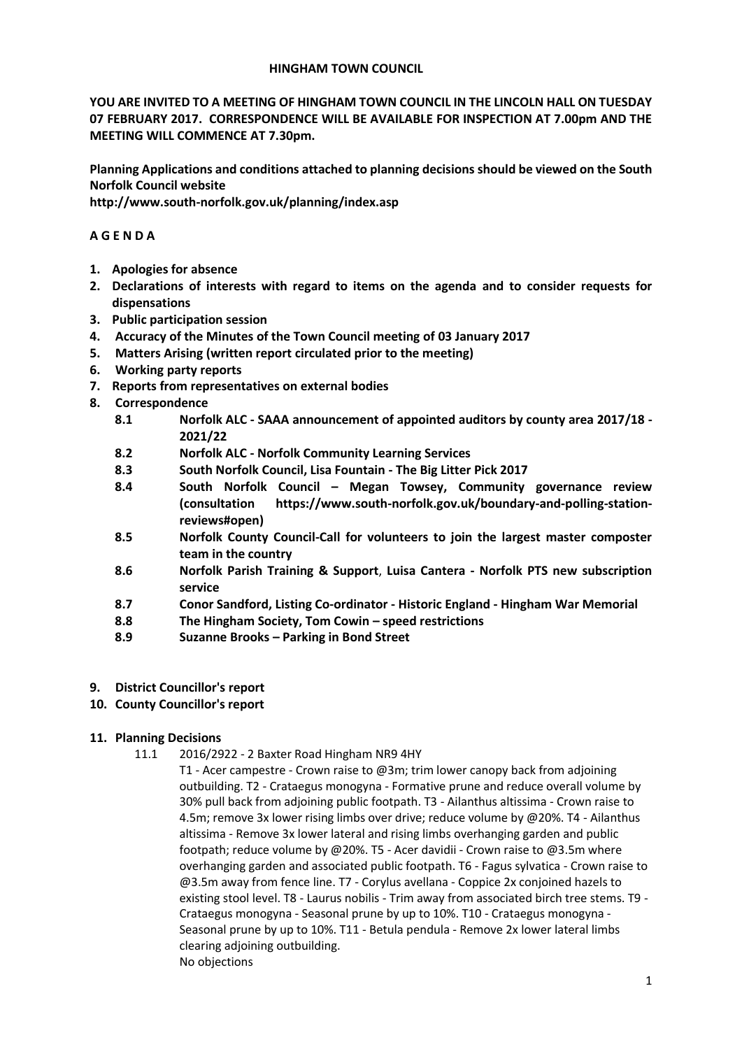**HINGHAM TOWN COUNCIL**

**YOU ARE INVITED TO A MEETING OF HINGHAM TOWN COUNCIL IN THE LINCOLN HALL ON TUESDAY 07 FEBRUARY 2017. CORRESPONDENCE WILL BE AVAILABLE FOR INSPECTION AT 7.00pm AND THE MEETING WILL COMMENCE AT 7.30pm.**

**Planning Applications and conditions attached to planning decisions should be viewed on the South Norfolk Council website**
**http://www.south-norfolk.gov.uk/planning/index.asp**

**A G E N D A**

1. **Apologies for absence**
2. **Declarations of interests with regard to items on the agenda and to consider requests for dispensations**
3. **Public participation session**
4. **Accuracy of the Minutes of the Town Council meeting of 03 January 2017**
5. **Matters Arising (written report circulated prior to the meeting)**
6. **Working party reports**
7. **Reports from representatives on external bodies**
8. **Correspondence**
   - **8.1 Norfolk ALC - SAAA announcement of appointed auditors by county area 2017/18 - 2021/22**
   - **8.2 Norfolk ALC - Norfolk Community Learning Services**
   - **8.3 South Norfolk Council, Lisa Fountain - The Big Litter Pick 2017**
   - **8.4 South Norfolk Council – Megan Towsey, Community governance review (consultation https://www.south-norfolk.gov.uk/boundary-and-polling-station-reviews#open)**
   - **8.5 Norfolk County Council-Call for volunteers to join the largest master composter team in the country**
   - **8.6 Norfolk Parish Training & Support, Luisa Cantera - Norfolk PTS new subscription service**
   - **8.7 Conor Sandford, Listing Co-ordinator - Historic England - Hingham War Memorial**
   - **8.8 The Hingham Society, Tom Cowin – speed restrictions**
   - **8.9 Suzanne Brooks – Parking in Bond Street**
9. **District Councillor's report**
10. **County Councillor's report**
11. **Planning Decisions**
    - 11.1 2016/2922 - 2 Baxter Road Hingham NR9 4HY

      T1 - Acer campestre - Crown raise to @3m; trim lower canopy back from adjoining outbuilding. T2 - Crataegus monogyna - Formative prune and reduce overall volume by 30% pull back from adjoining public footpath. T3 - Ailanthus altissima - Crown raise to 4.5m; remove 3x lower rising limbs over drive; reduce volume by @20%. T4 - Ailanthus altissima - Remove 3x lower lateral and rising limbs overhanging garden and public footpath; reduce volume by @20%. T5 - Acer davidii - Crown raise to @3.5m where overhanging garden and associated public footpath. T6 - Fagus sylvatica - Crown raise to @3.5m away from fence line. T7 - Corylus avellana - Coppice 2x conjoined hazels to existing stool level. T8 - Laurus nobilis - Trim away from associated birch tree stems. T9 - Crataegus monogyna - Seasonal prune by up to 10%. T10 - Crataegus monogyna - Seasonal prune by up to 10%. T11 - Betula pendula - Remove 2x lower lateral limbs clearing adjoining outbuilding.

      No objections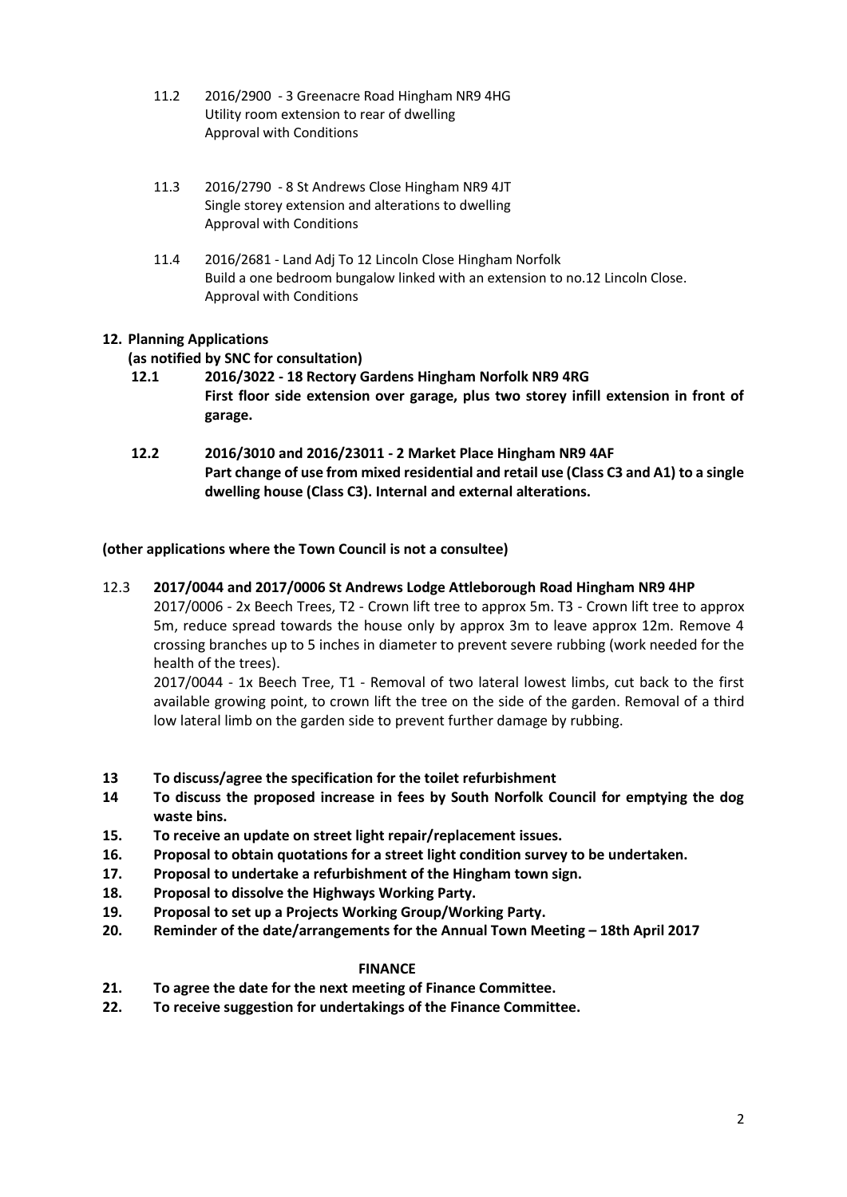11.2 2016/2900 - 3 Greenacre Road Hingham NR9 4HG
Utility room extension to rear of dwelling
Approval with Conditions

11.3 2016/2790 - 8 St Andrews Close Hingham NR9 4JT
Single storey extension and alterations to dwelling
Approval with Conditions

11.4 2016/2681 - Land Adj To 12 Lincoln Close Hingham Norfolk
Build a one bedroom bungalow linked with an extension to no.12 Lincoln Close.
Approval with Conditions

**12. Planning Applications**

**(as notified by SNC for consultation)**

**12.1 2016/3022 - 18 Rectory Gardens Hingham Norfolk NR9 4RG**
**First floor side extension over garage, plus two storey infill extension in front of garage.**

**12.2 2016/3010 and 2016/23011 - 2 Market Place Hingham NR9 4AF**
**Part change of use from mixed residential and retail use (Class C3 and A1) to a single dwelling house (Class C3). Internal and external alterations.**

**(other applications where the Town Council is not a consultee)**

12.3 **2017/0044 and 2017/0006 St Andrews Lodge Attleborough Road Hingham NR9 4HP**
2017/0006 - 2x Beech Trees, T2 - Crown lift tree to approx 5m. T3 - Crown lift tree to approx 5m, reduce spread towards the house only by approx 3m to leave approx 12m. Remove 4 crossing branches up to 5 inches in diameter to prevent severe rubbing (work needed for the health of the trees).
2017/0044 - 1x Beech Tree, T1 - Removal of two lateral lowest limbs, cut back to the first available growing point, to crown lift the tree on the side of the garden. Removal of a third low lateral limb on the garden side to prevent further damage by rubbing.

**13 To discuss/agree the specification for the toilet refurbishment**

**14 To discuss the proposed increase in fees by South Norfolk Council for emptying the dog waste bins.**

**15. To receive an update on street light repair/replacement issues.**

**16. Proposal to obtain quotations for a street light condition survey to be undertaken.**

**17. Proposal to undertake a refurbishment of the Hingham town sign.**

**18. Proposal to dissolve the Highways Working Party.**

**19. Proposal to set up a Projects Working Group/Working Party.**

**20. Reminder of the date/arrangements for the Annual Town Meeting – 18th April 2017**

**FINANCE**

**21. To agree the date for the next meeting of Finance Committee.**

**22. To receive suggestion for undertakings of the Finance Committee.**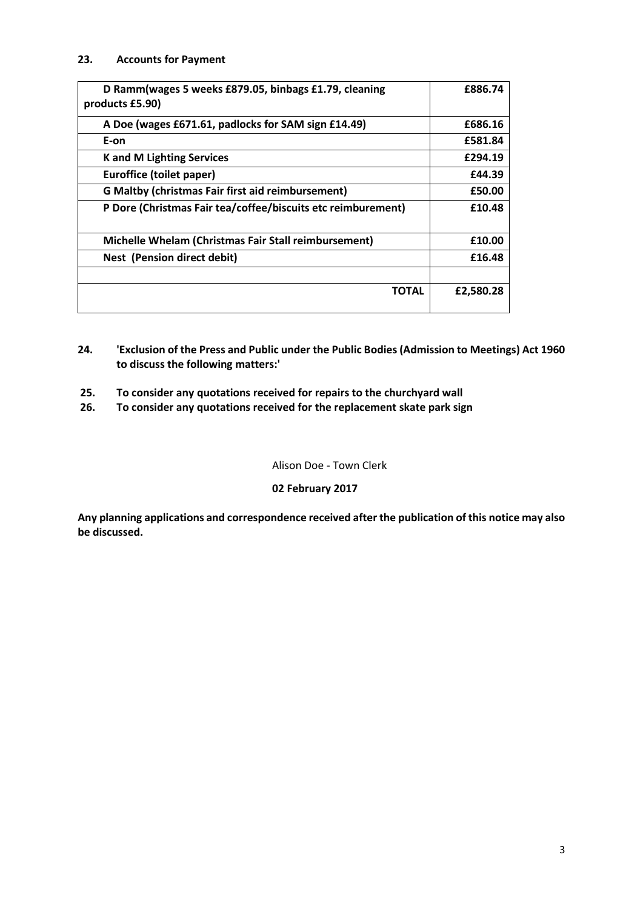## 23. Accounts for Payment

| | |
|---|---|
| **D Ramm(wages 5 weeks £879.05, binbags £1.79, cleaning products £5.90)** | **£886.74** |
| **A Doe (wages £671.61, padlocks for SAM sign £14.49)** | **£686.16** |
| **E-on** | **£581.84** |
| **K and M Lighting Services** | **£294.19** |
| **Euroffice (toilet paper)** | **£44.39** |
| **G Maltby (christmas Fair first aid reimbursement)** | **£50.00** |
| **P Dore (Christmas Fair tea/coffee/biscuits etc reimburement)** | **£10.48** |
| **Michelle Whelam (Christmas Fair Stall reimbursement)** | **£10.00** |
| **Nest (Pension direct debit)** | **£16.48** |
| | |
| **TOTAL** | **£2,580.28** |

**24. 'Exclusion of the Press and Public under the Public Bodies (Admission to Meetings) Act 1960 to discuss the following matters:'**

**25. To consider any quotations received for repairs to the churchyard wall**

**26. To consider any quotations received for the replacement skate park sign**

Alison Doe - Town Clerk

**02 February 2017**

**Any planning applications and correspondence received after the publication of this notice may also be discussed.**